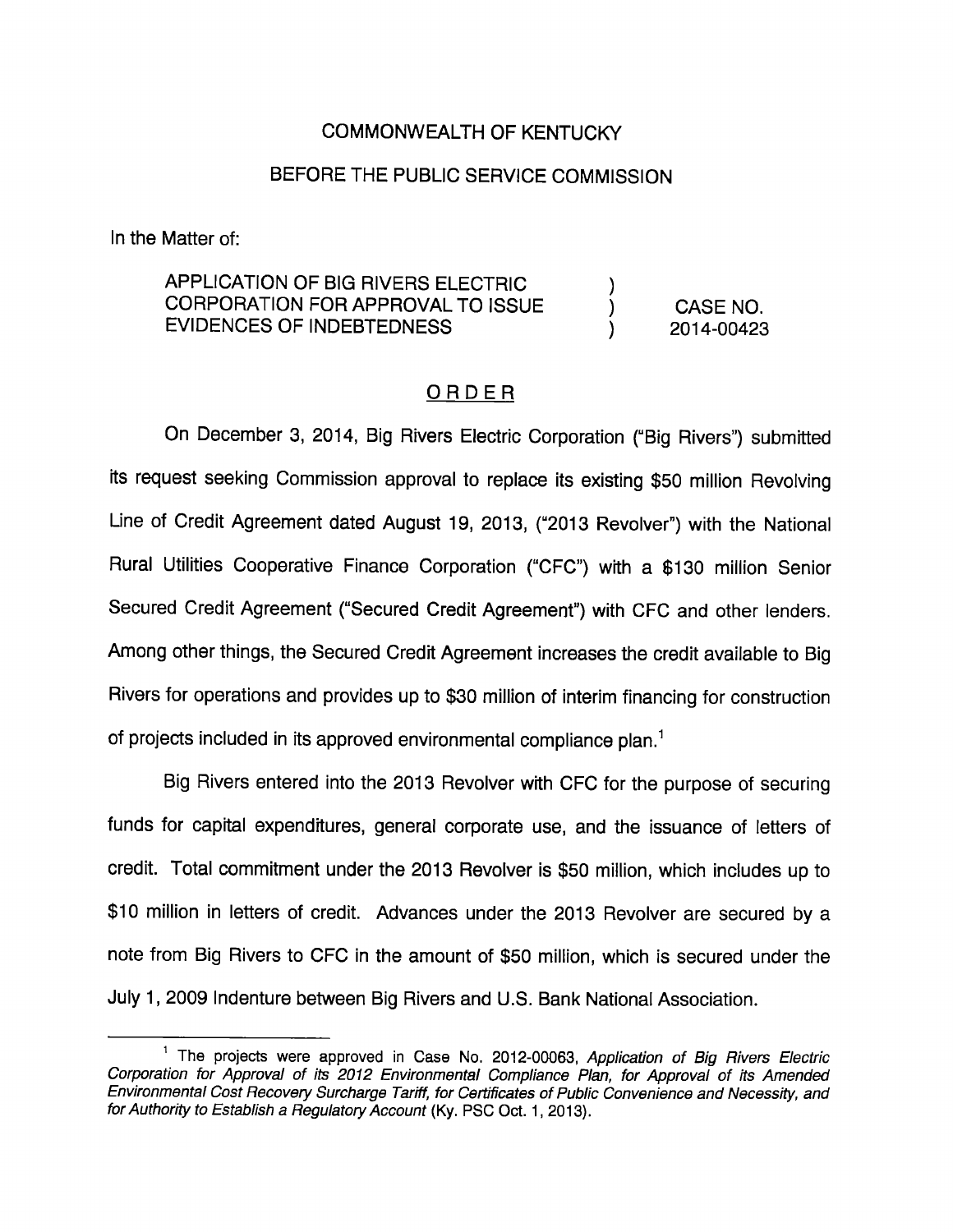COMMONWEALTH OF KENTUCKY

BEFORE THE PUBLIC SERVICE COMMISSION

In the Matter of:

| | | |
|---|---|---|
| APPLICATION OF BIG RIVERS ELECTRIC CORPORATION FOR APPROVAL TO ISSUE EVIDENCES OF INDEBTEDNESS | ) ) ) | CASE NO. 2014-00423 |

## ORDER

On December 3, 2014, Big Rivers Electric Corporation ("Big Rivers") submitted its request seeking Commission approval to replace its existing $50 million Revolving Line of Credit Agreement dated August 19, 2013, ("2013 Revolver") with the National Rural Utilities Cooperative Finance Corporation ("CFC") with a $130 million Senior Secured Credit Agreement ("Secured Credit Agreement") with CFC and other lenders. Among other things, the Secured Credit Agreement increases the credit available to Big Rivers for operations and provides up to $30 million of interim financing for construction of projects included in its approved environmental compliance plan.[1]

Big Rivers entered into the 2013 Revolver with CFC for the purpose of securing funds for capital expenditures, general corporate use, and the issuance of letters of credit. Total commitment under the 2013 Revolver is $50 million, which includes up to $10 million in letters of credit. Advances under the 2013 Revolver are secured by a note from Big Rivers to CFC in the amount of $50 million, which is secured under the July 1, 2009 Indenture between Big Rivers and U.S. Bank National Association.

---

[1] The projects were approved in Case No. 2012-00063, *Application of Big Rivers Electric Corporation for Approval of its 2012 Environmental Compliance Plan, for Approval of its Amended Environmental Cost Recovery Surcharge Tariff, for Certificates of Public Convenience and Necessity, and for Authority to Establish a Regulatory Account* (Ky. PSC Oct. 1, 2013).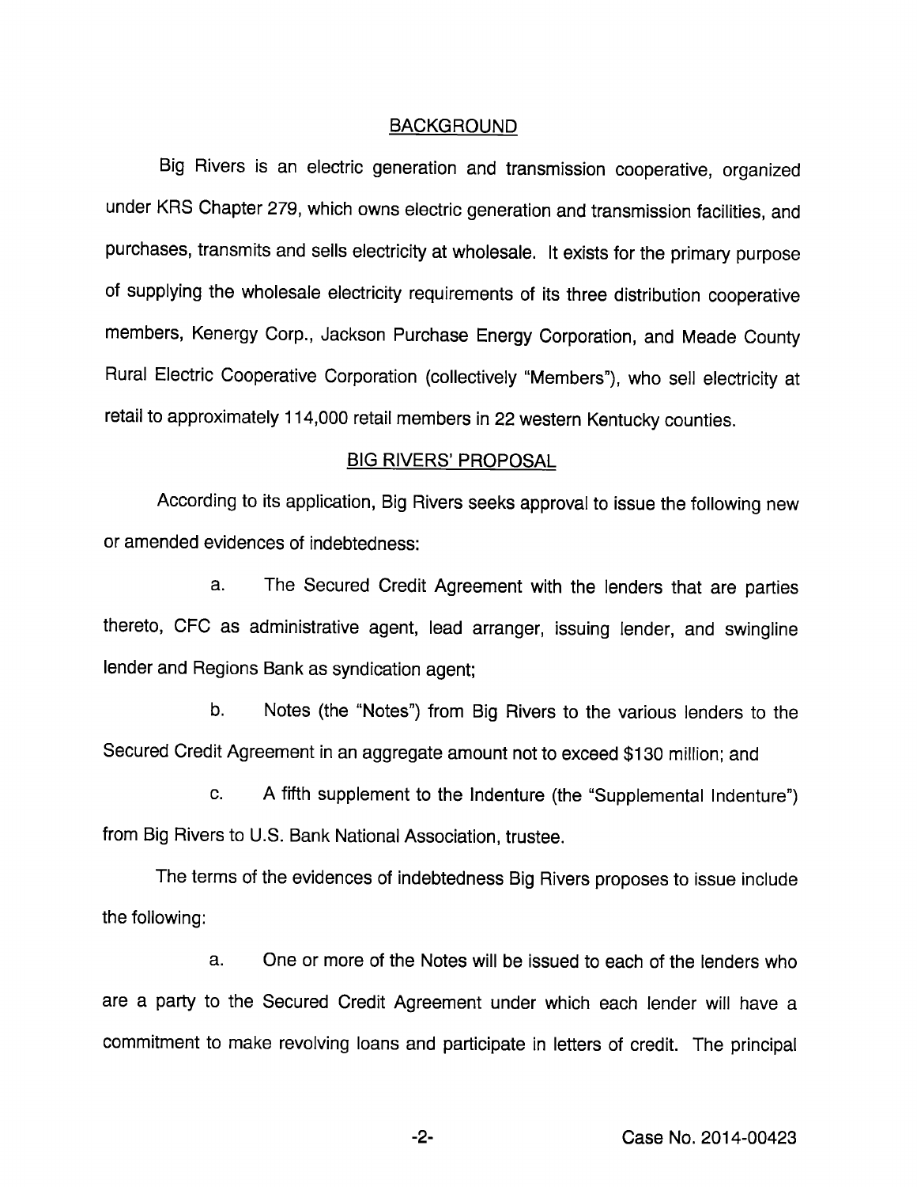## BACKGROUND

Big Rivers is an electric generation and transmission cooperative, organized under KRS Chapter 279, which owns electric generation and transmission facilities, and purchases, transmits and sells electricity at wholesale. It exists for the primary purpose of supplying the wholesale electricity requirements of its three distribution cooperative members, Kenergy Corp., Jackson Purchase Energy Corporation, and Meade County Rural Electric Cooperative Corporation (collectively "Members"), who sell electricity at retail to approximately 114,000 retail members in 22 western Kentucky counties.

## BIG RIVERS' PROPOSAL

According to its application, Big Rivers seeks approval to issue the following new or amended evidences of indebtedness:

a. The Secured Credit Agreement with the lenders that are parties thereto, CFC as administrative agent, lead arranger, issuing lender, and swingline lender and Regions Bank as syndication agent;

b. Notes (the "Notes") from Big Rivers to the various lenders to the Secured Credit Agreement in an aggregate amount not to exceed $130 million; and

c. A fifth supplement to the Indenture (the "Supplemental Indenture") from Big Rivers to U.S. Bank National Association, trustee.

The terms of the evidences of indebtedness Big Rivers proposes to issue include the following:

a. One or more of the Notes will be issued to each of the lenders who are a party to the Secured Credit Agreement under which each lender will have a commitment to make revolving loans and participate in letters of credit. The principal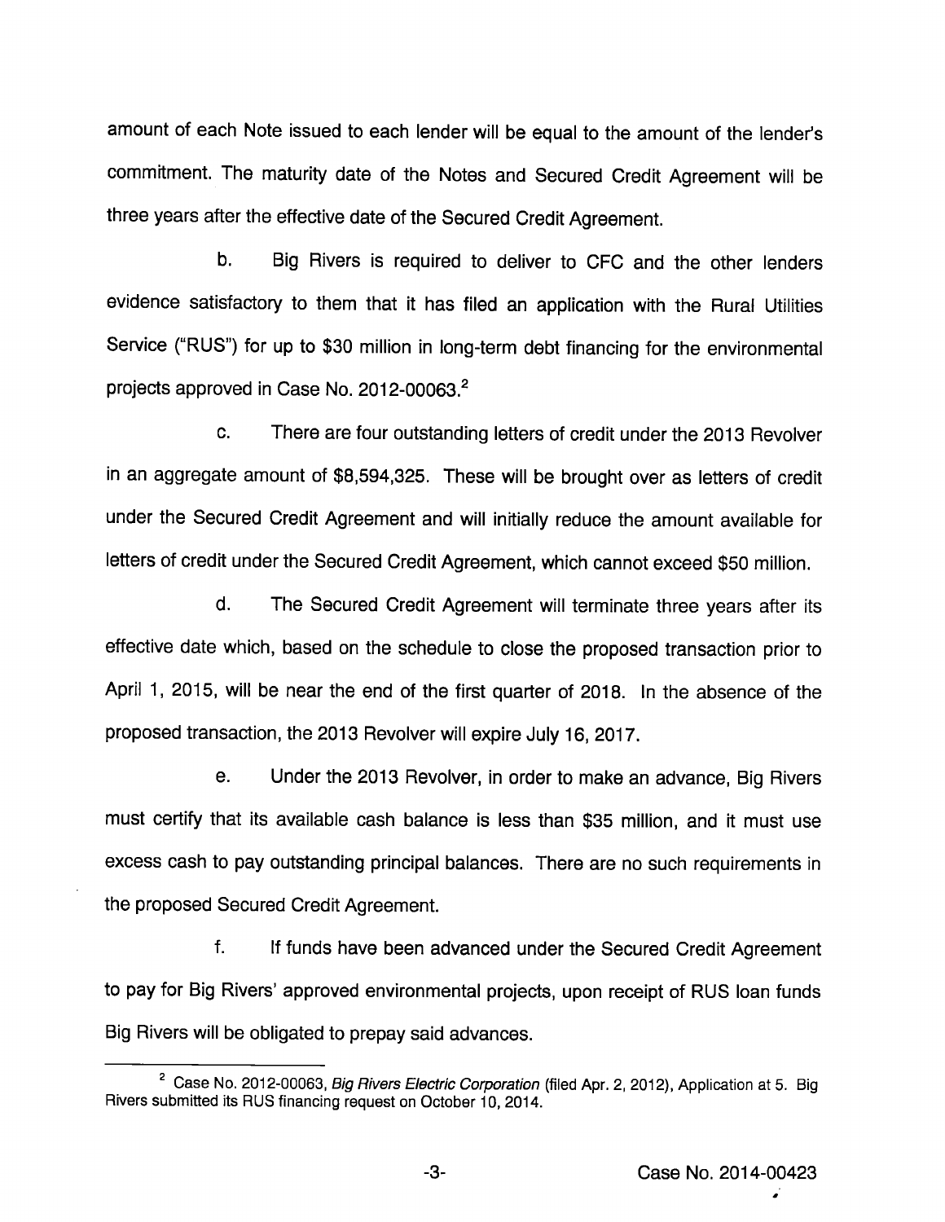amount of each Note issued to each lender will be equal to the amount of the lender's commitment. The maturity date of the Notes and Secured Credit Agreement will be three years after the effective date of the Secured Credit Agreement.

b. Big Rivers is required to deliver to CFC and the other lenders evidence satisfactory to them that it has filed an application with the Rural Utilities Service ("RUS") for up to $30 million in long-term debt financing for the environmental projects approved in Case No. 2012-00063.[2]

c. There are four outstanding letters of credit under the 2013 Revolver in an aggregate amount of $8,594,325. These will be brought over as letters of credit under the Secured Credit Agreement and will initially reduce the amount available for letters of credit under the Secured Credit Agreement, which cannot exceed $50 million.

d. The Secured Credit Agreement will terminate three years after its effective date which, based on the schedule to close the proposed transaction prior to April 1, 2015, will be near the end of the first quarter of 2018. In the absence of the proposed transaction, the 2013 Revolver will expire July 16, 2017.

e. Under the 2013 Revolver, in order to make an advance, Big Rivers must certify that its available cash balance is less than $35 million, and it must use excess cash to pay outstanding principal balances. There are no such requirements in the proposed Secured Credit Agreement.

f. If funds have been advanced under the Secured Credit Agreement to pay for Big Rivers' approved environmental projects, upon receipt of RUS loan funds Big Rivers will be obligated to prepay said advances.

---

[2] Case No. 2012-00063, *Big Rivers Electric Corporation* (filed Apr. 2, 2012), Application at 5. Big Rivers submitted its RUS financing request on October 10, 2014.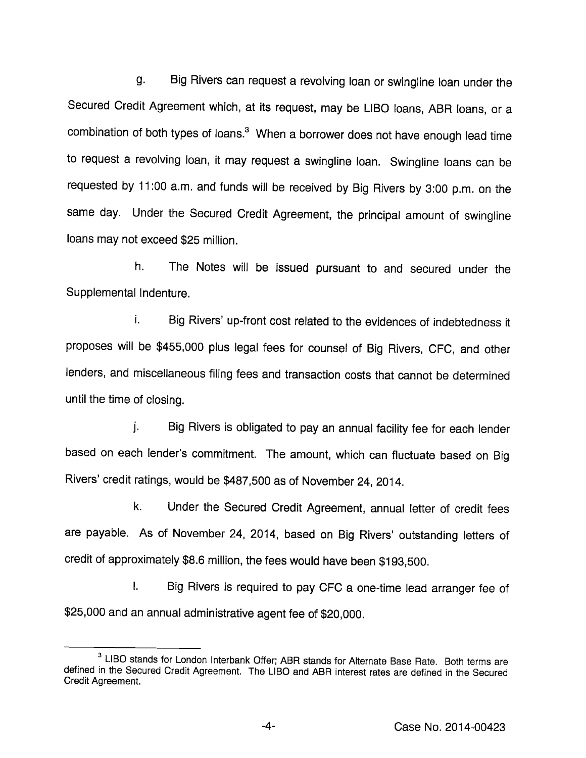g. Big Rivers can request a revolving loan or swingline loan under the Secured Credit Agreement which, at its request, may be LIBO loans, ABR loans, or a combination of both types of loans.[3] When a borrower does not have enough lead time to request a revolving loan, it may request a swingline loan. Swingline loans can be requested by 11:00 a.m. and funds will be received by Big Rivers by 3:00 p.m. on the same day. Under the Secured Credit Agreement, the principal amount of swingline loans may not exceed $25 million.

h. The Notes will be issued pursuant to and secured under the Supplemental Indenture.

i. Big Rivers' up-front cost related to the evidences of indebtedness it proposes will be $455,000 plus legal fees for counsel of Big Rivers, CFC, and other lenders, and miscellaneous filing fees and transaction costs that cannot be determined until the time of closing.

j. Big Rivers is obligated to pay an annual facility fee for each lender based on each lender's commitment. The amount, which can fluctuate based on Big Rivers' credit ratings, would be $487,500 as of November 24, 2014.

k. Under the Secured Credit Agreement, annual letter of credit fees are payable. As of November 24, 2014, based on Big Rivers' outstanding letters of credit of approximately $8.6 million, the fees would have been $193,500.

l. Big Rivers is required to pay CFC a one-time lead arranger fee of $25,000 and an annual administrative agent fee of $20,000.

---

[3] LIBO stands for London Interbank Offer; ABR stands for Alternate Base Rate. Both terms are defined in the Secured Credit Agreement. The LIBO and ABR interest rates are defined in the Secured Credit Agreement.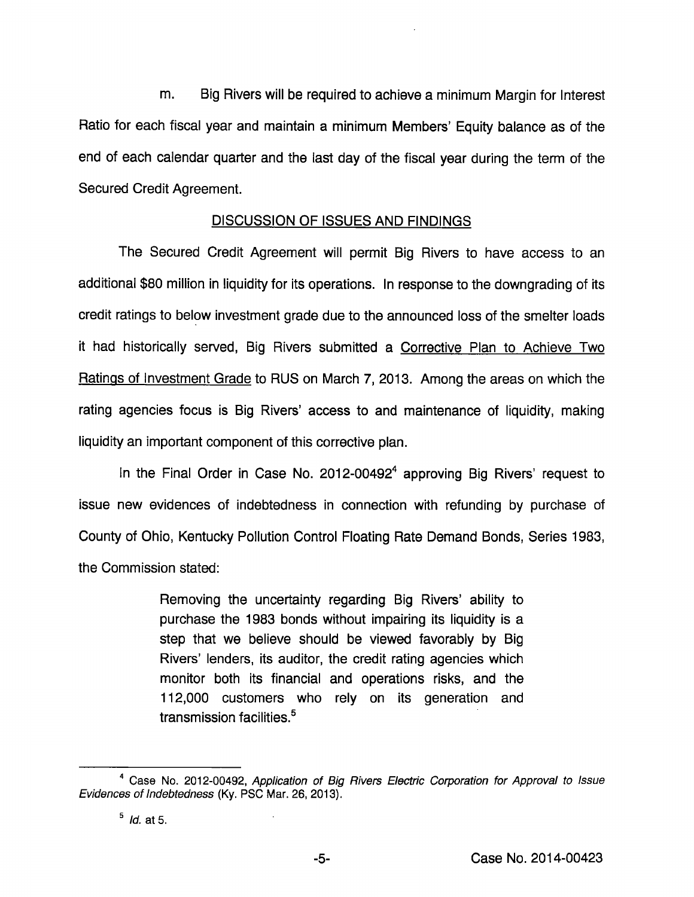m. Big Rivers will be required to achieve a minimum Margin for Interest Ratio for each fiscal year and maintain a minimum Members' Equity balance as of the end of each calendar quarter and the last day of the fiscal year during the term of the Secured Credit Agreement.

## DISCUSSION OF ISSUES AND FINDINGS

The Secured Credit Agreement will permit Big Rivers to have access to an additional $80 million in liquidity for its operations. In response to the downgrading of its credit ratings to below investment grade due to the announced loss of the smelter loads it had historically served, Big Rivers submitted a Corrective Plan to Achieve Two Ratings of Investment Grade to RUS on March 7, 2013. Among the areas on which the rating agencies focus is Big Rivers' access to and maintenance of liquidity, making liquidity an important component of this corrective plan.

In the Final Order in Case No. 2012-00492[4] approving Big Rivers' request to issue new evidences of indebtedness in connection with refunding by purchase of County of Ohio, Kentucky Pollution Control Floating Rate Demand Bonds, Series 1983, the Commission stated:

> Removing the uncertainty regarding Big Rivers' ability to purchase the 1983 bonds without impairing its liquidity is a step that we believe should be viewed favorably by Big Rivers' lenders, its auditor, the credit rating agencies which monitor both its financial and operations risks, and the 112,000 customers who rely on its generation and transmission facilities.[5]

---

[4] Case No. 2012-00492, *Application of Big Rivers Electric Corporation for Approval to Issue Evidences of Indebtedness* (Ky. PSC Mar. 26, 2013).

[5] *Id.* at 5.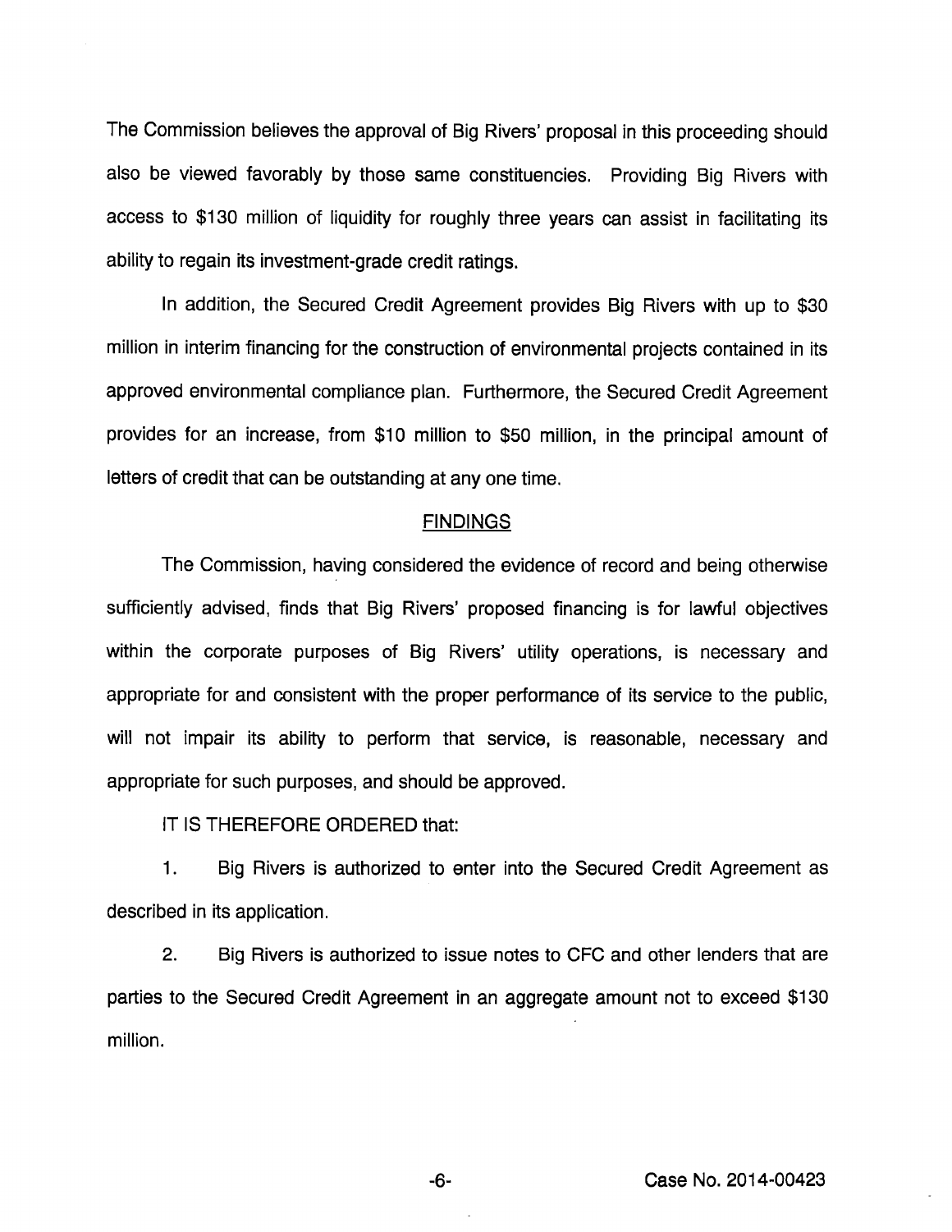The Commission believes the approval of Big Rivers' proposal in this proceeding should also be viewed favorably by those same constituencies. Providing Big Rivers with access to $130 million of liquidity for roughly three years can assist in facilitating its ability to regain its investment-grade credit ratings.

In addition, the Secured Credit Agreement provides Big Rivers with up to $30 million in interim financing for the construction of environmental projects contained in its approved environmental compliance plan. Furthermore, the Secured Credit Agreement provides for an increase, from $10 million to $50 million, in the principal amount of letters of credit that can be outstanding at any one time.

## FINDINGS

The Commission, having considered the evidence of record and being otherwise sufficiently advised, finds that Big Rivers' proposed financing is for lawful objectives within the corporate purposes of Big Rivers' utility operations, is necessary and appropriate for and consistent with the proper performance of its service to the public, will not impair its ability to perform that service, is reasonable, necessary and appropriate for such purposes, and should be approved.

IT IS THEREFORE ORDERED that:

1. Big Rivers is authorized to enter into the Secured Credit Agreement as described in its application.

2. Big Rivers is authorized to issue notes to CFC and other lenders that are parties to the Secured Credit Agreement in an aggregate amount not to exceed $130 million.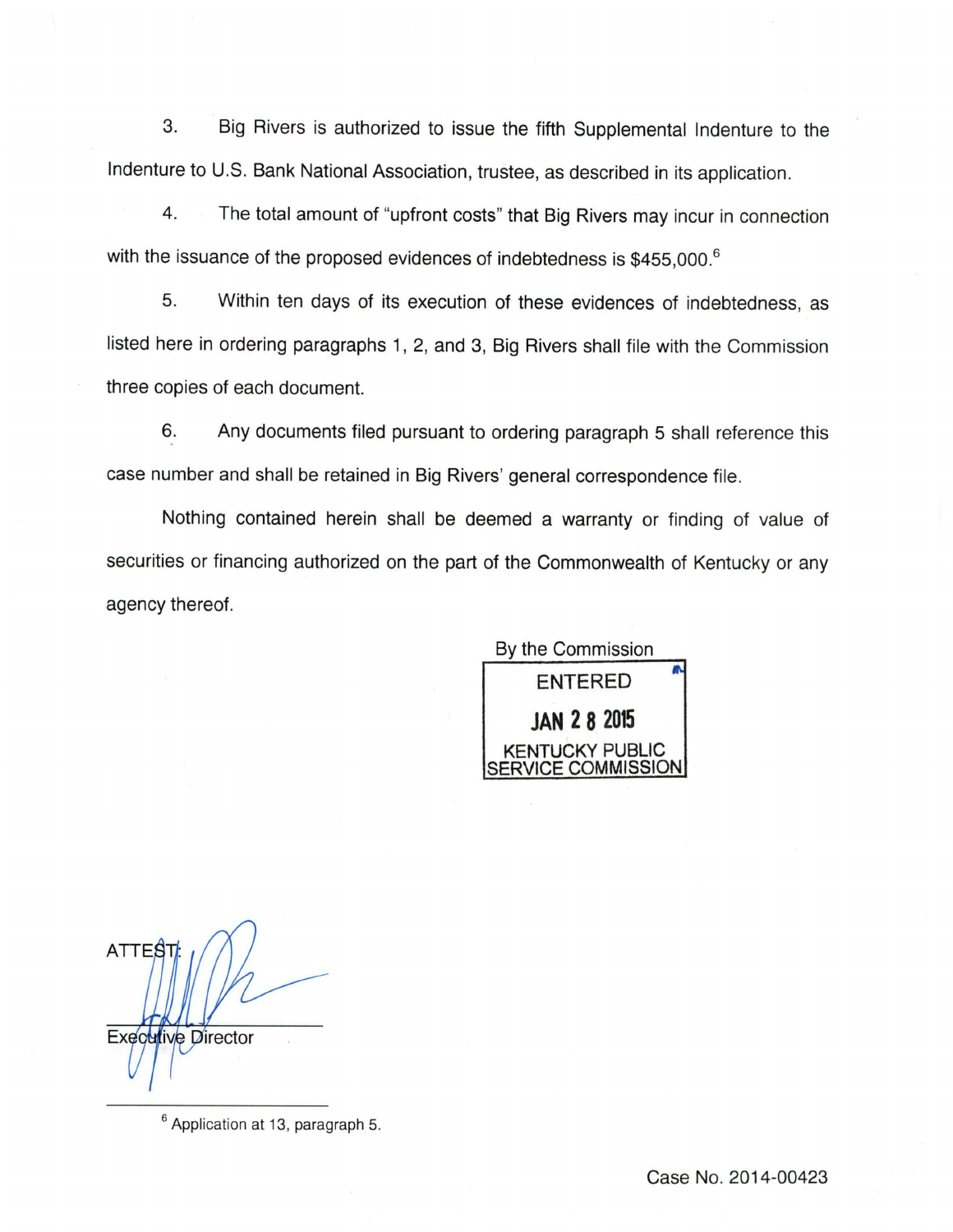3. Big Rivers is authorized to issue the fifth Supplemental Indenture to the Indenture to U.S. Bank National Association, trustee, as described in its application.

4. The total amount of "upfront costs" that Big Rivers may incur in connection with the issuance of the proposed evidences of indebtedness is $455,000.[6]

5. Within ten days of its execution of these evidences of indebtedness, as listed here in ordering paragraphs 1, 2, and 3, Big Rivers shall file with the Commission three copies of each document.

6. Any documents filed pursuant to ordering paragraph 5 shall reference this case number and shall be retained in Big Rivers' general correspondence file.

Nothing contained herein shall be deemed a warranty or finding of value of securities or financing authorized on the part of the Commonwealth of Kentucky or any agency thereof.

By the Commission

ENTERED
JAN 28 2015
KENTUCKY PUBLIC SERVICE COMMISSION

ATTEST:

Executive Director

---

[6] Application at 13, paragraph 5.

Case No. 2014-00423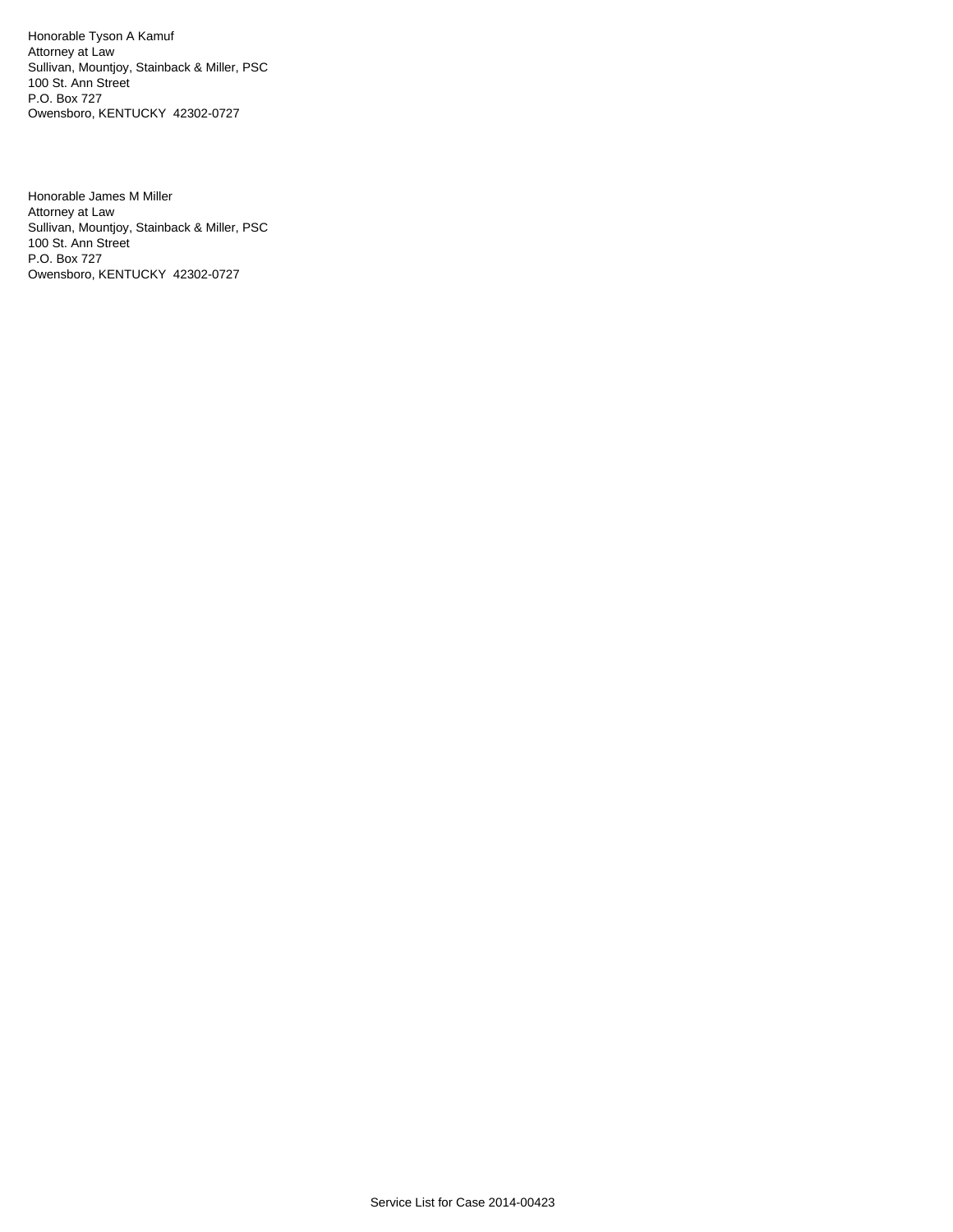Honorable Tyson A Kamuf
Attorney at Law
Sullivan, Mountjoy, Stainback & Miller, PSC
100 St. Ann Street
P.O. Box 727
Owensboro, KENTUCKY 42302-0727

Honorable James M Miller
Attorney at Law
Sullivan, Mountjoy, Stainback & Miller, PSC
100 St. Ann Street
P.O. Box 727
Owensboro, KENTUCKY 42302-0727

Service List for Case 2014-00423